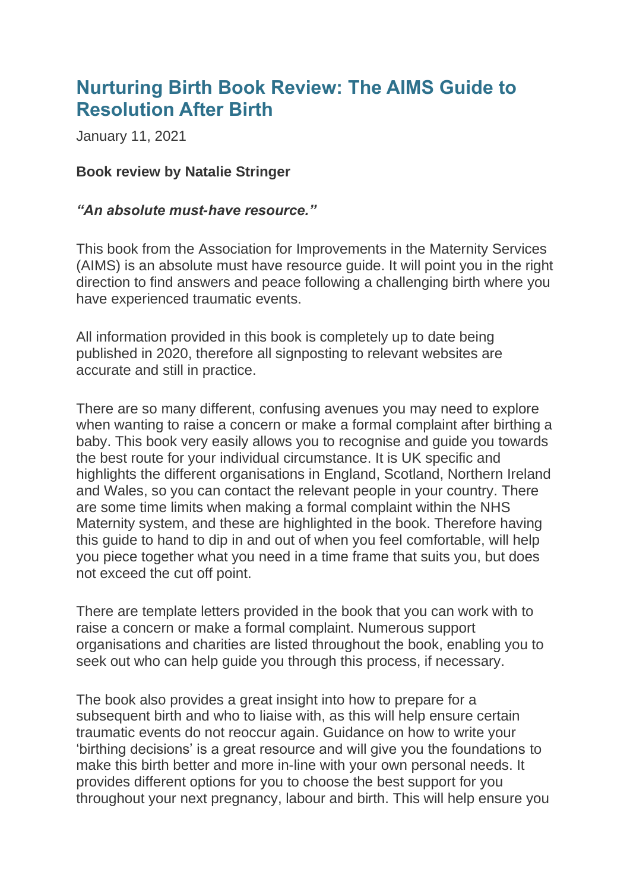# Nurturing Birth Book Review: The AIMS Guide to Resolution After Birth

January 11, 2021

**Book review by Natalie Stringer**

***"An absolute must-have resource."***

This book from the Association for Improvements in the Maternity Services (AIMS) is an absolute must have resource guide. It will point you in the right direction to find answers and peace following a challenging birth where you have experienced traumatic events.

All information provided in this book is completely up to date being published in 2020, therefore all signposting to relevant websites are accurate and still in practice.

There are so many different, confusing avenues you may need to explore when wanting to raise a concern or make a formal complaint after birthing a baby. This book very easily allows you to recognise and guide you towards the best route for your individual circumstance. It is UK specific and highlights the different organisations in England, Scotland, Northern Ireland and Wales, so you can contact the relevant people in your country. There are some time limits when making a formal complaint within the NHS Maternity system, and these are highlighted in the book. Therefore having this guide to hand to dip in and out of when you feel comfortable, will help you piece together what you need in a time frame that suits you, but does not exceed the cut off point.

There are template letters provided in the book that you can work with to raise a concern or make a formal complaint. Numerous support organisations and charities are listed throughout the book, enabling you to seek out who can help guide you through this process, if necessary.

The book also provides a great insight into how to prepare for a subsequent birth and who to liaise with, as this will help ensure certain traumatic events do not reoccur again. Guidance on how to write your 'birthing decisions' is a great resource and will give you the foundations to make this birth better and more in-line with your own personal needs. It provides different options for you to choose the best support for you throughout your next pregnancy, labour and birth. This will help ensure you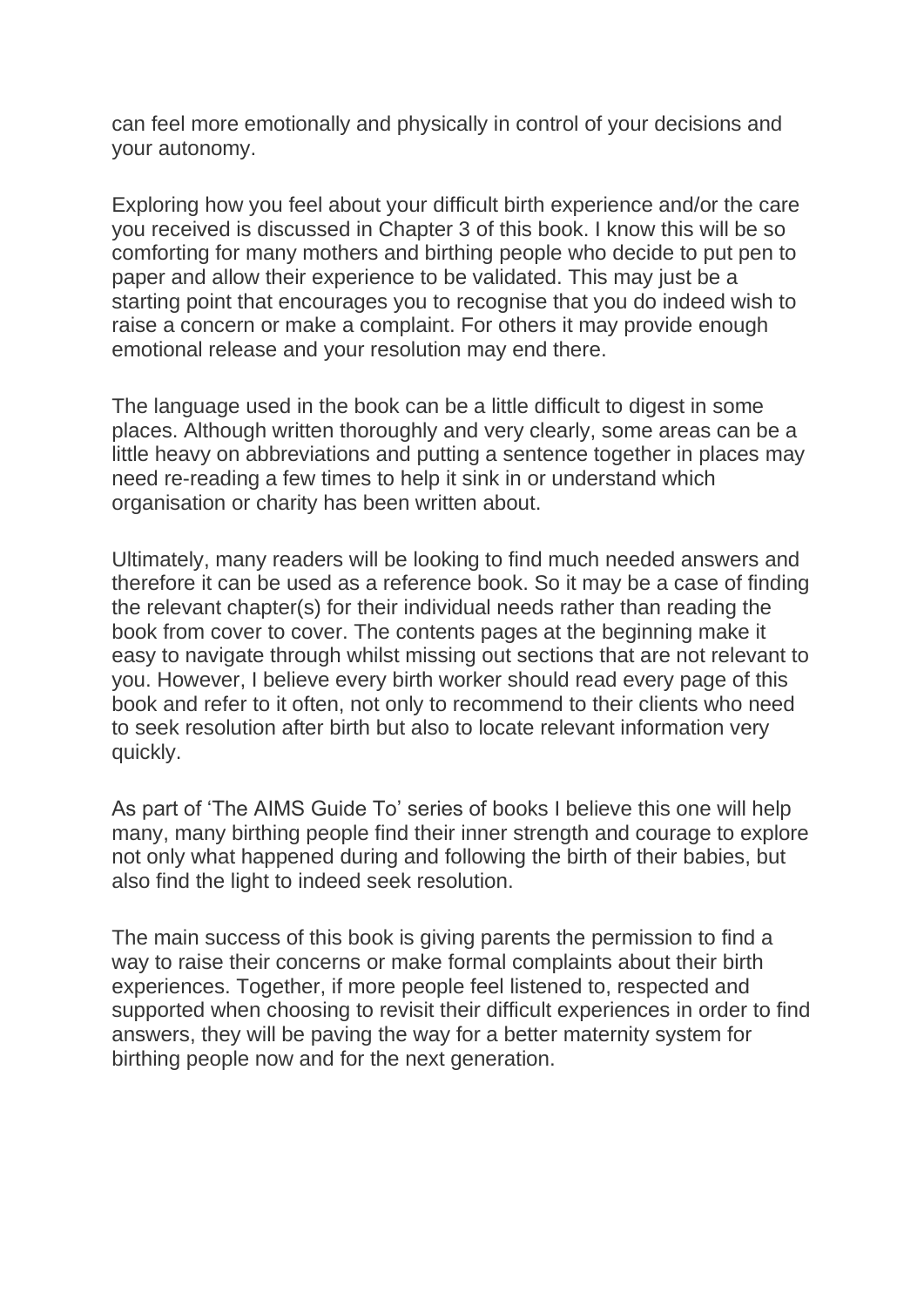can feel more emotionally and physically in control of your decisions and your autonomy.

Exploring how you feel about your difficult birth experience and/or the care you received is discussed in Chapter 3 of this book. I know this will be so comforting for many mothers and birthing people who decide to put pen to paper and allow their experience to be validated. This may just be a starting point that encourages you to recognise that you do indeed wish to raise a concern or make a complaint. For others it may provide enough emotional release and your resolution may end there.

The language used in the book can be a little difficult to digest in some places. Although written thoroughly and very clearly, some areas can be a little heavy on abbreviations and putting a sentence together in places may need re-reading a few times to help it sink in or understand which organisation or charity has been written about.

Ultimately, many readers will be looking to find much needed answers and therefore it can be used as a reference book. So it may be a case of finding the relevant chapter(s) for their individual needs rather than reading the book from cover to cover. The contents pages at the beginning make it easy to navigate through whilst missing out sections that are not relevant to you. However, I believe every birth worker should read every page of this book and refer to it often, not only to recommend to their clients who need to seek resolution after birth but also to locate relevant information very quickly.

As part of 'The AIMS Guide To' series of books I believe this one will help many, many birthing people find their inner strength and courage to explore not only what happened during and following the birth of their babies, but also find the light to indeed seek resolution.

The main success of this book is giving parents the permission to find a way to raise their concerns or make formal complaints about their birth experiences. Together, if more people feel listened to, respected and supported when choosing to revisit their difficult experiences in order to find answers, they will be paving the way for a better maternity system for birthing people now and for the next generation.